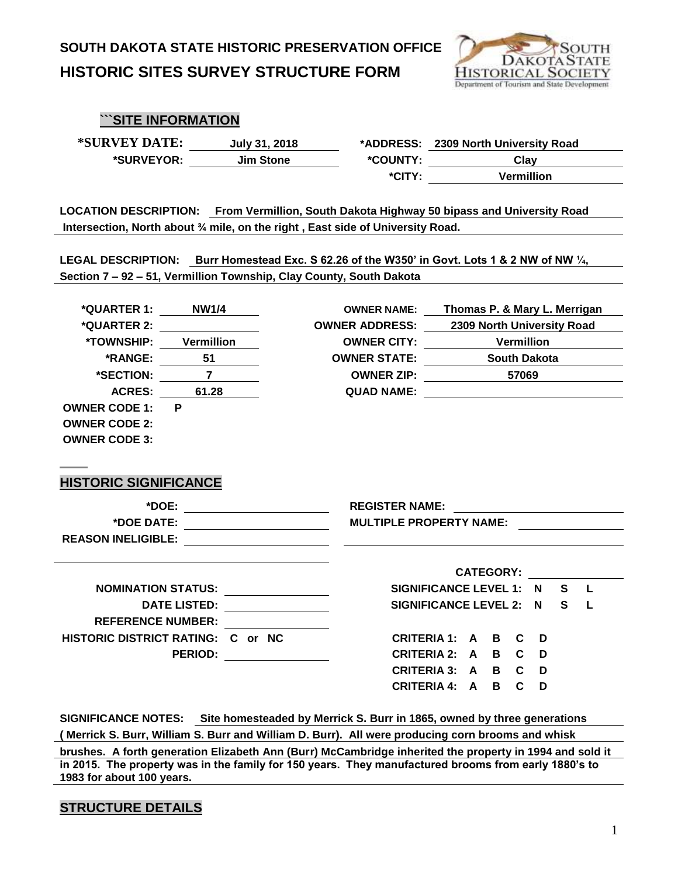# SOUTH DAKOTA STATE HISTORIC PRESERVATION OFFICE

# HISTORIC SITES SURVEY STRUCTURE FORM

## ```SITE INFORMATION

**\*SURVEY DATE:** July 31, 2018
**\*ADDRESS:** 2309 North University Road
**\*SURVEYOR:** Jim Stone
**\*COUNTY:** Clay
**\*CITY:** Vermillion

**LOCATION DESCRIPTION:** From Vermillion, South Dakota Highway 50 bipass and University Road Intersection, North about ¾ mile, on the right , East side of University Road.

**LEGAL DESCRIPTION:** Burr Homestead Exc. S 62.26 of the W350' in Govt. Lots 1 & 2 NW of NW ¼, Section 7 – 92 – 51, Vermillion Township, Clay County, South Dakota

**\*QUARTER 1:** NW1/4
**\*QUARTER 2:**
**\*TOWNSHIP:** Vermillion
**\*RANGE:** 51
**\*SECTION:** 7
**ACRES:** 61.28
**OWNER CODE 1:** P
**OWNER CODE 2:**
**OWNER CODE 3:**

**OWNER NAME:** Thomas P. & Mary L. Merrigan
**OWNER ADDRESS:** 2309 North University Road
**OWNER CITY:** Vermillion
**OWNER STATE:** South Dakota
**OWNER ZIP:** 57069
**QUAD NAME:**

## HISTORIC SIGNIFICANCE

**\*DOE:**
**\*DOE DATE:**
**REASON INELIGIBLE:**

**REGISTER NAME:**
**MULTIPLE PROPERTY NAME:**

**NOMINATION STATUS:**
**DATE LISTED:**
**REFERENCE NUMBER:**
**HISTORIC DISTRICT RATING:** C or NC
**PERIOD:**

**CATEGORY:**
**SIGNIFICANCE LEVEL 1:** N S L
**SIGNIFICANCE LEVEL 2:** N S L

**CRITERIA 1:** A B C D
**CRITERIA 2:** A B C D
**CRITERIA 3:** A B C D
**CRITERIA 4:** A B C D

**SIGNIFICANCE NOTES:** Site homesteaded by Merrick S. Burr in 1865, owned by three generations ( Merrick S. Burr, William S. Burr and William D. Burr). All were producing corn brooms and whisk brushes. A forth generation Elizabeth Ann (Burr) McCambridge inherited the property in 1994 and sold it in 2015. The property was in the family for 150 years. They manufactured brooms from early 1880's to 1983 for about 100 years.

## STRUCTURE DETAILS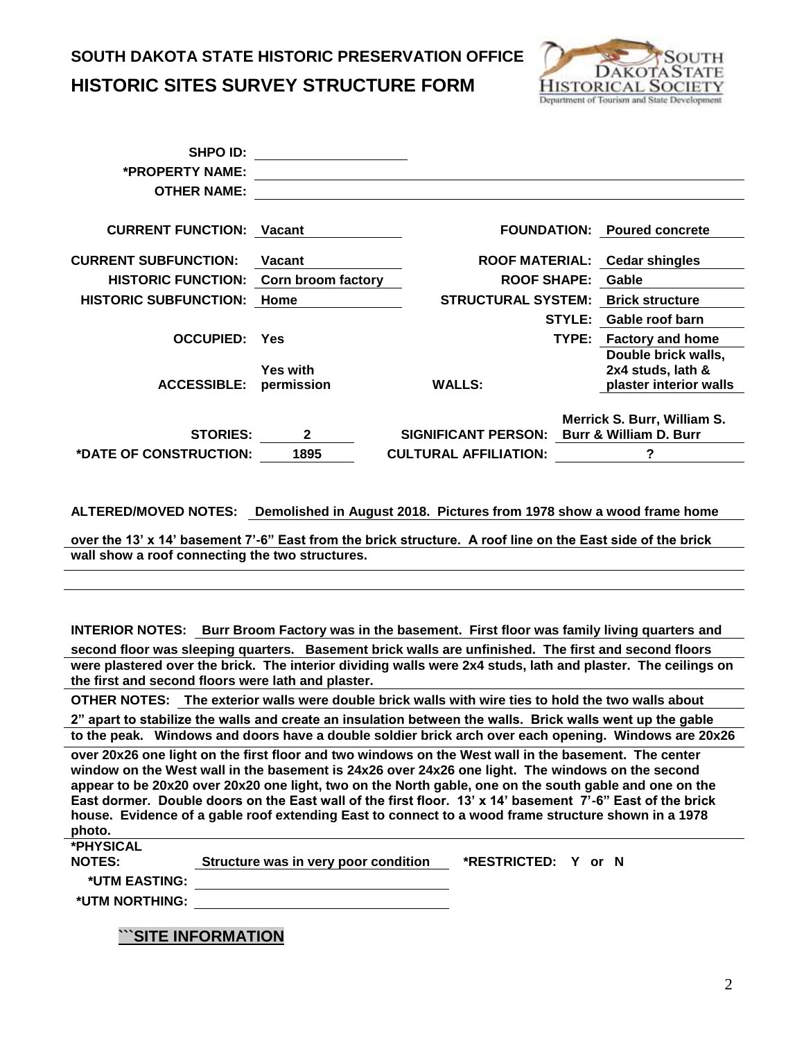# SOUTH DAKOTA STATE HISTORIC PRESERVATION OFFICE
# HISTORIC SITES SURVEY STRUCTURE FORM

**SHPO ID:**

***PROPERTY NAME:**

**OTHER NAME:**

| | | | |
|---|---|---|---|
| **CURRENT FUNCTION:** | **Vacant** | **FOUNDATION:** | **Poured concrete** |
| **CURRENT SUBFUNCTION:** | **Vacant** | **ROOF MATERIAL:** | **Cedar shingles** |
| **HISTORIC FUNCTION:** | **Corn broom factory** | **ROOF SHAPE:** | **Gable** |
| **HISTORIC SUBFUNCTION:** | **Home** | **STRUCTURAL SYSTEM:** | **Brick structure** |
| | | **STYLE:** | **Gable roof barn** |
| **OCCUPIED:** | **Yes** | **TYPE:** | **Factory and home** |
| **ACCESSIBLE:** | **Yes with permission** | **WALLS:** | **Double brick walls, 2x4 studs, lath & plaster interior walls** |
| **STORIES:** | **2** | **SIGNIFICANT PERSON:** | **Merrick S. Burr, William S. Burr & William D. Burr** |
| ***DATE OF CONSTRUCTION:** | **1895** | **CULTURAL AFFILIATION:** | **?** |

**ALTERED/MOVED NOTES:** **Demolished in August 2018. Pictures from 1978 show a wood frame home over the 13' x 14' basement 7'-6" East from the brick structure. A roof line on the East side of the brick wall show a roof connecting the two structures.**

**INTERIOR NOTES:** **Burr Broom Factory was in the basement. First floor was family living quarters and second floor was sleeping quarters. Basement brick walls are unfinished. The first and second floors were plastered over the brick. The interior dividing walls were 2x4 studs, lath and plaster. The ceilings on the first and second floors were lath and plaster.**

**OTHER NOTES:** **The exterior walls were double brick walls with wire ties to hold the two walls about 2" apart to stabilize the walls and create an insulation between the walls. Brick walls went up the gable to the peak. Windows and doors have a double soldier brick arch over each opening. Windows are 20x26 over 20x26 one light on the first floor and two windows on the West wall in the basement. The center window on the West wall in the basement is 24x26 over 24x26 one light. The windows on the second appear to be 20x20 over 20x20 one light, two on the North gable, one on the south gable and one on the East dormer. Double doors on the East wall of the first floor. 13' x 14' basement 7'-6" East of the brick house. Evidence of a gable roof extending East to connect to a wood frame structure shown in a 1978 photo.**

***PHYSICAL NOTES:** **Structure was in very poor condition** ***RESTRICTED: Y or N**

***UTM EASTING:**

***UTM NORTHING:**

## ```SITE INFORMATION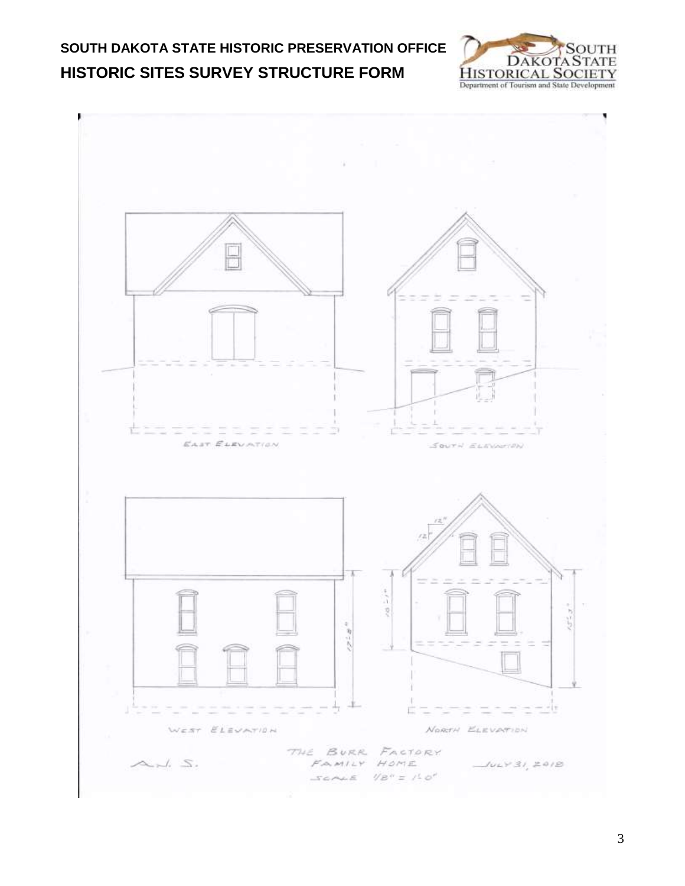**SOUTH DAKOTA STATE HISTORIC PRESERVATION OFFICE**

**HISTORIC SITES SURVEY STRUCTURE FORM**

EAST ELEVATION

SOUTH ELEVATION

WEST ELEVATION

NORTH ELEVATION

THE BURR FACTORY FAMILY HOME

SCALE 1/8" = 1'-0"

A.J. S.

JULY 31, 2018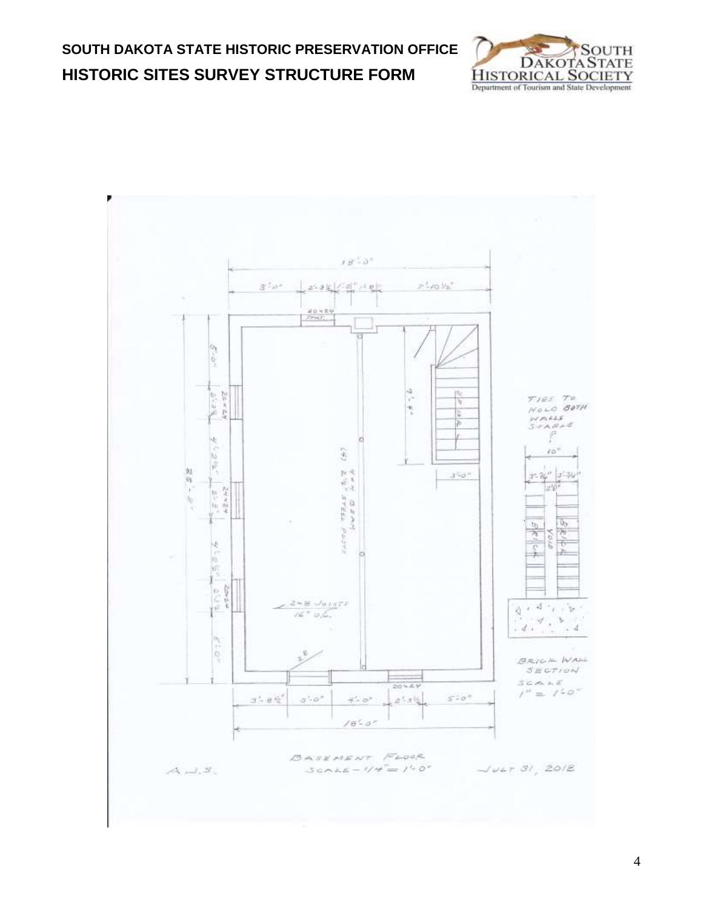BASEMENT FLOOR
SCALE – 1/4" = 1'-0"

A.J.S.

JULY 31, 2018

TIES TO HOLD BOTH WALLS STABLE

BRICK WALL SECTION
SCALE
1" = 1'-0"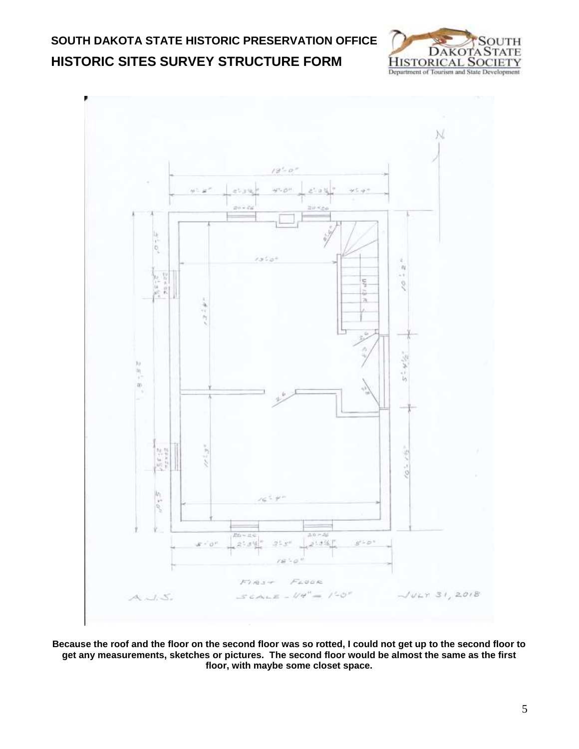**SOUTH DAKOTA STATE HISTORIC PRESERVATION OFFICE**
**HISTORIC SITES SURVEY STRUCTURE FORM**

FIRST FLOOR

A.J.S. SCALE – 1/4" = 1'-0" JULY 31, 2018

**Because the roof and the floor on the second floor was so rotted, I could not get up to the second floor to get any measurements, sketches or pictures. The second floor would be almost the same as the first floor, with maybe some closet space.**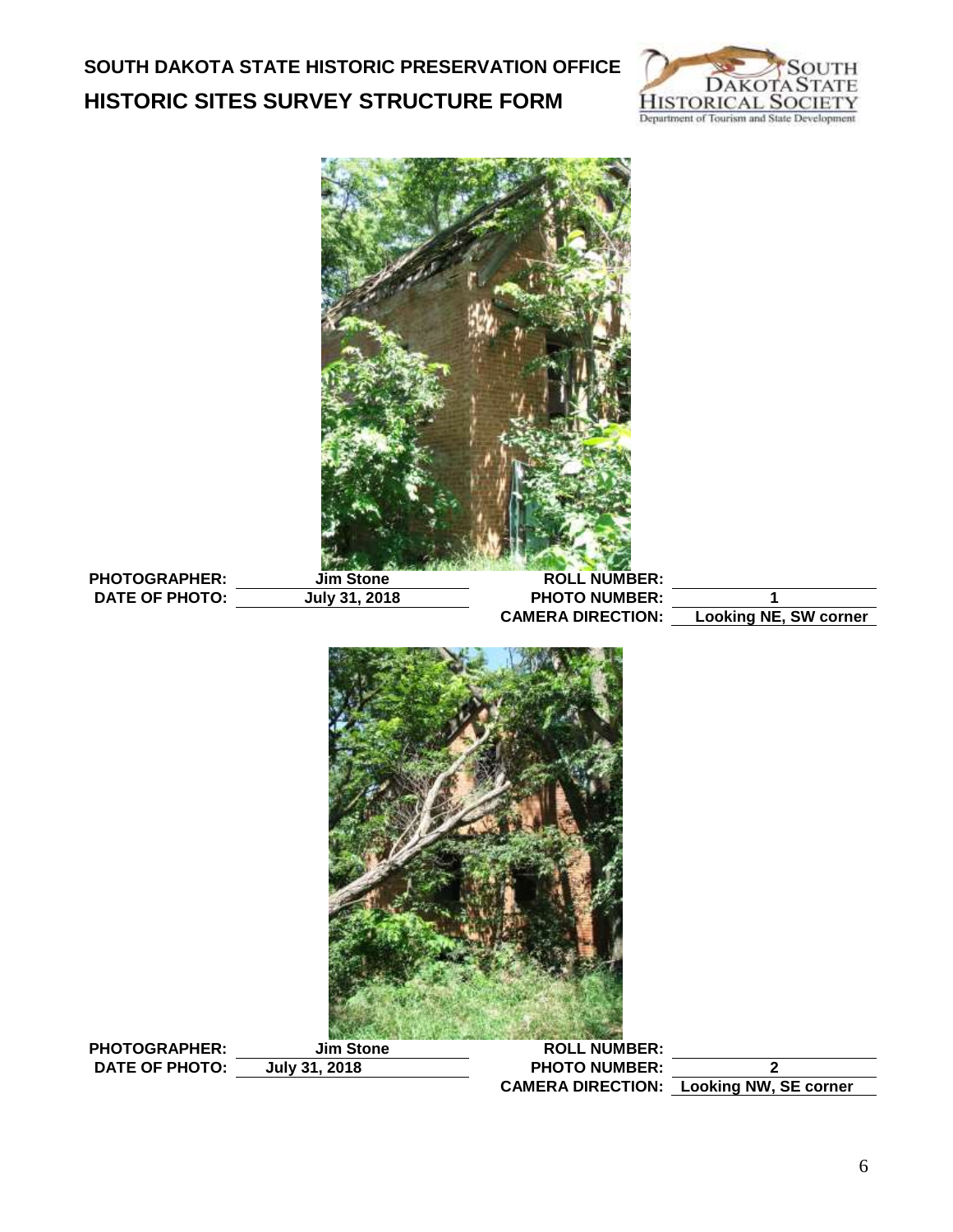**SOUTH DAKOTA STATE HISTORIC PRESERVATION OFFICE**

**HISTORIC SITES SURVEY STRUCTURE FORM**

**PHOTOGRAPHER:** Jim Stone
**DATE OF PHOTO:** July 31, 2018
**ROLL NUMBER:**
**PHOTO NUMBER:** 1
**CAMERA DIRECTION:** Looking NE, SW corner

**PHOTOGRAPHER:** Jim Stone
**DATE OF PHOTO:** July 31, 2018
**ROLL NUMBER:**
**PHOTO NUMBER:** 2
**CAMERA DIRECTION:** Looking NW, SE corner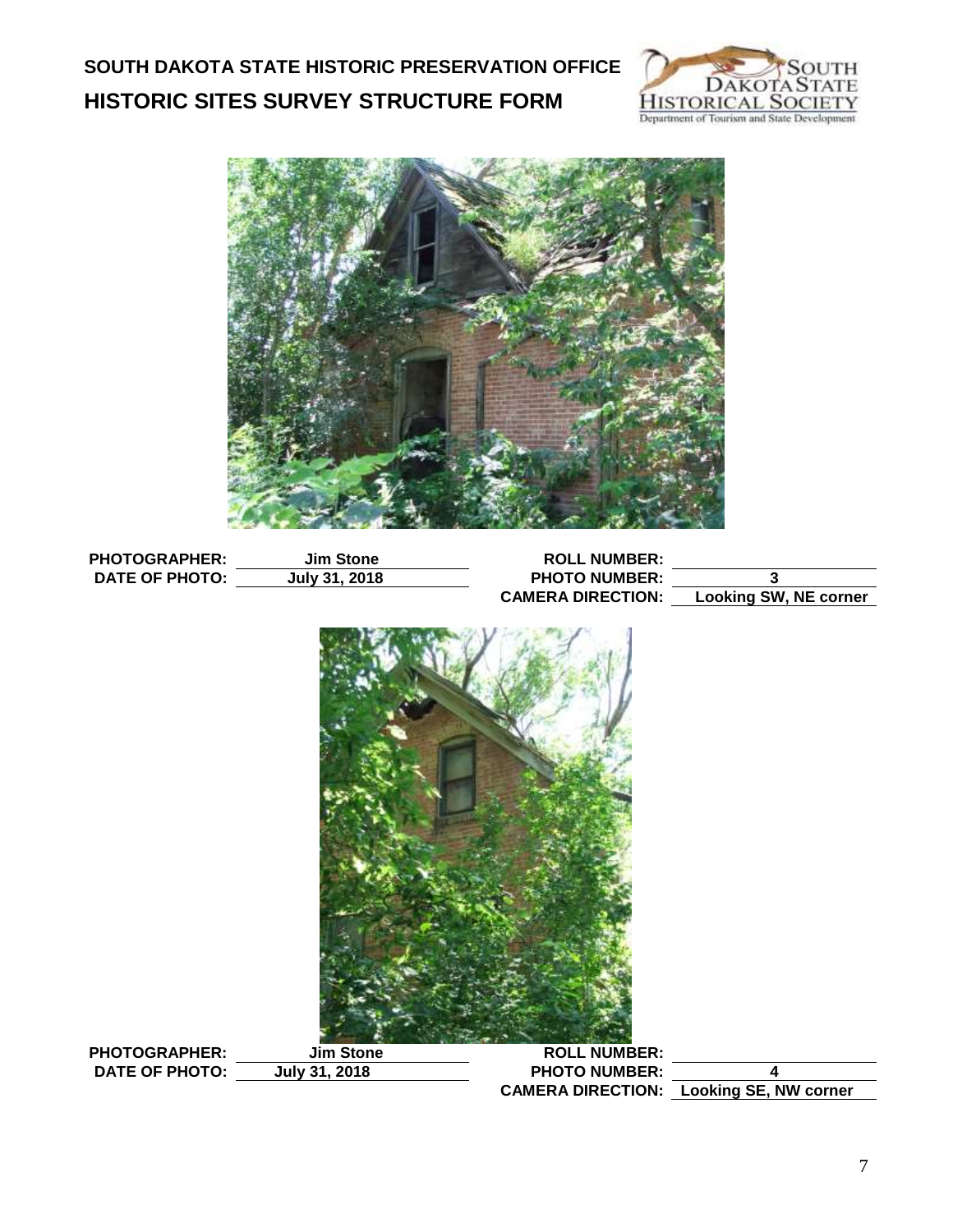## SOUTH DAKOTA STATE HISTORIC PRESERVATION OFFICE
## HISTORIC SITES SURVEY STRUCTURE FORM

| | | | |
|---|---|---|---|
| **PHOTOGRAPHER:** | **Jim Stone** | **ROLL NUMBER:** | |
| **DATE OF PHOTO:** | **July 31, 2018** | **PHOTO NUMBER:** | **3** |
| | | **CAMERA DIRECTION:** | **Looking SW, NE corner** |

| | | | |
|---|---|---|---|
| **PHOTOGRAPHER:** | **Jim Stone** | **ROLL NUMBER:** | |
| **DATE OF PHOTO:** | **July 31, 2018** | **PHOTO NUMBER:** | **4** |
| | | **CAMERA DIRECTION:** | **Looking SE, NW corner** |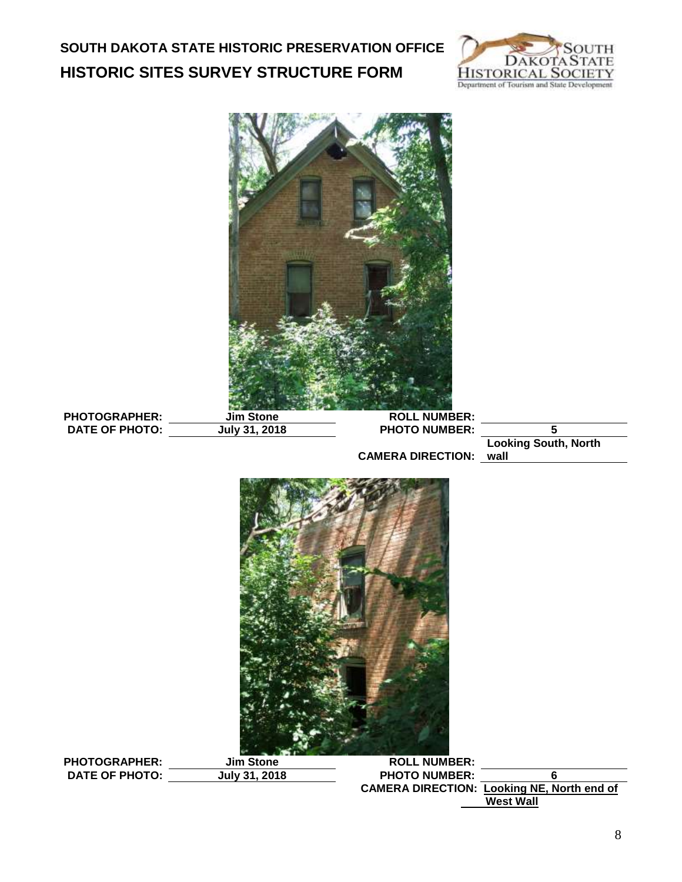# SOUTH DAKOTA STATE HISTORIC PRESERVATION OFFICE
## HISTORIC SITES SURVEY STRUCTURE FORM

**PHOTOGRAPHER:** Jim Stone
**DATE OF PHOTO:** July 31, 2018
**ROLL NUMBER:**
**PHOTO NUMBER:** 5
**CAMERA DIRECTION:** Looking South, North wall

**PHOTOGRAPHER:** Jim Stone
**DATE OF PHOTO:** July 31, 2018
**ROLL NUMBER:**
**PHOTO NUMBER:** 6
**CAMERA DIRECTION:** Looking NE, North end of West Wall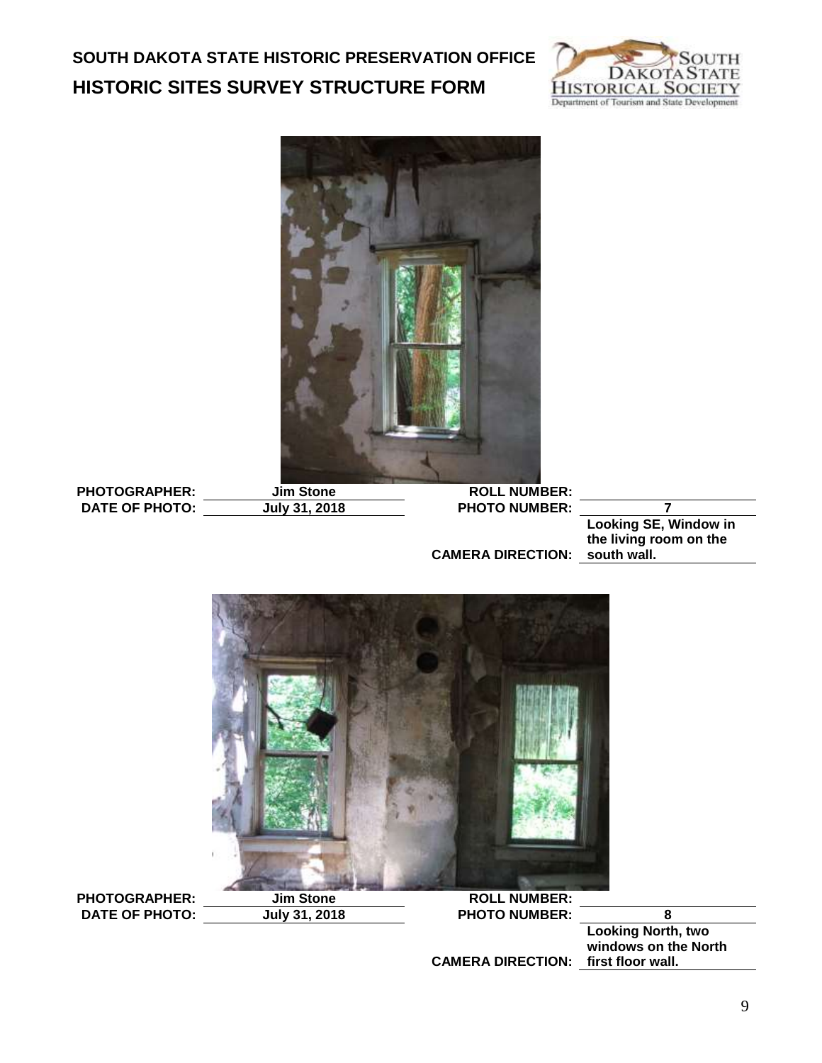# SOUTH DAKOTA STATE HISTORIC PRESERVATION OFFICE
# HISTORIC SITES SURVEY STRUCTURE FORM

| | | | |
|---|---|---|---|
| **PHOTOGRAPHER:** | **Jim Stone** | **ROLL NUMBER:** | |
| **DATE OF PHOTO:** | **July 31, 2018** | **PHOTO NUMBER:** | **7** |
| | | **CAMERA DIRECTION:** | **Looking SE, Window in the living room on the south wall.** |

| | | | |
|---|---|---|---|
| **PHOTOGRAPHER:** | **Jim Stone** | **ROLL NUMBER:** | |
| **DATE OF PHOTO:** | **July 31, 2018** | **PHOTO NUMBER:** | **8** |
| | | **CAMERA DIRECTION:** | **Looking North, two windows on the North first floor wall.** |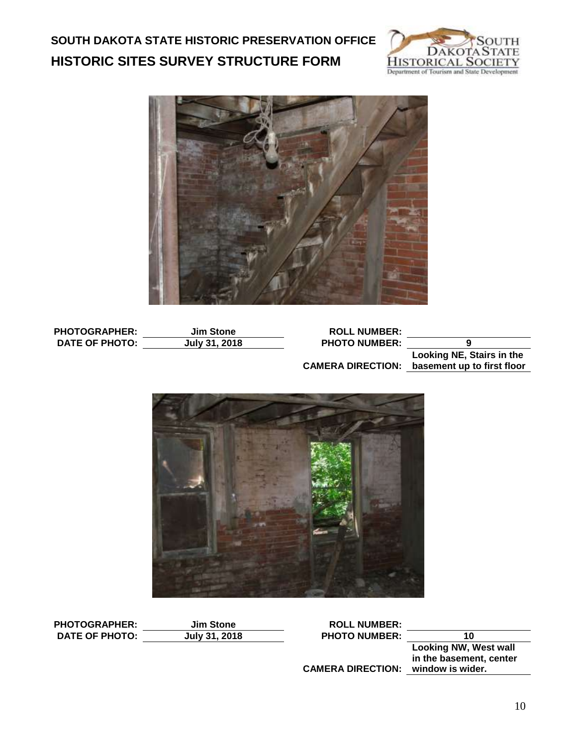# SOUTH DAKOTA STATE HISTORIC PRESERVATION OFFICE
## HISTORIC SITES SURVEY STRUCTURE FORM

| | | | |
|---|---|---|---|
| **PHOTOGRAPHER:** | **Jim Stone** | **ROLL NUMBER:** | |
| **DATE OF PHOTO:** | **July 31, 2018** | **PHOTO NUMBER:** | **9** |
| | | **CAMERA DIRECTION:** | **Looking NE, Stairs in the basement up to first floor** |

| | | | |
|---|---|---|---|
| **PHOTOGRAPHER:** | **Jim Stone** | **ROLL NUMBER:** | |
| **DATE OF PHOTO:** | **July 31, 2018** | **PHOTO NUMBER:** | **10** |
| | | **CAMERA DIRECTION:** | **Looking NW, West wall in the basement, center window is wider.** |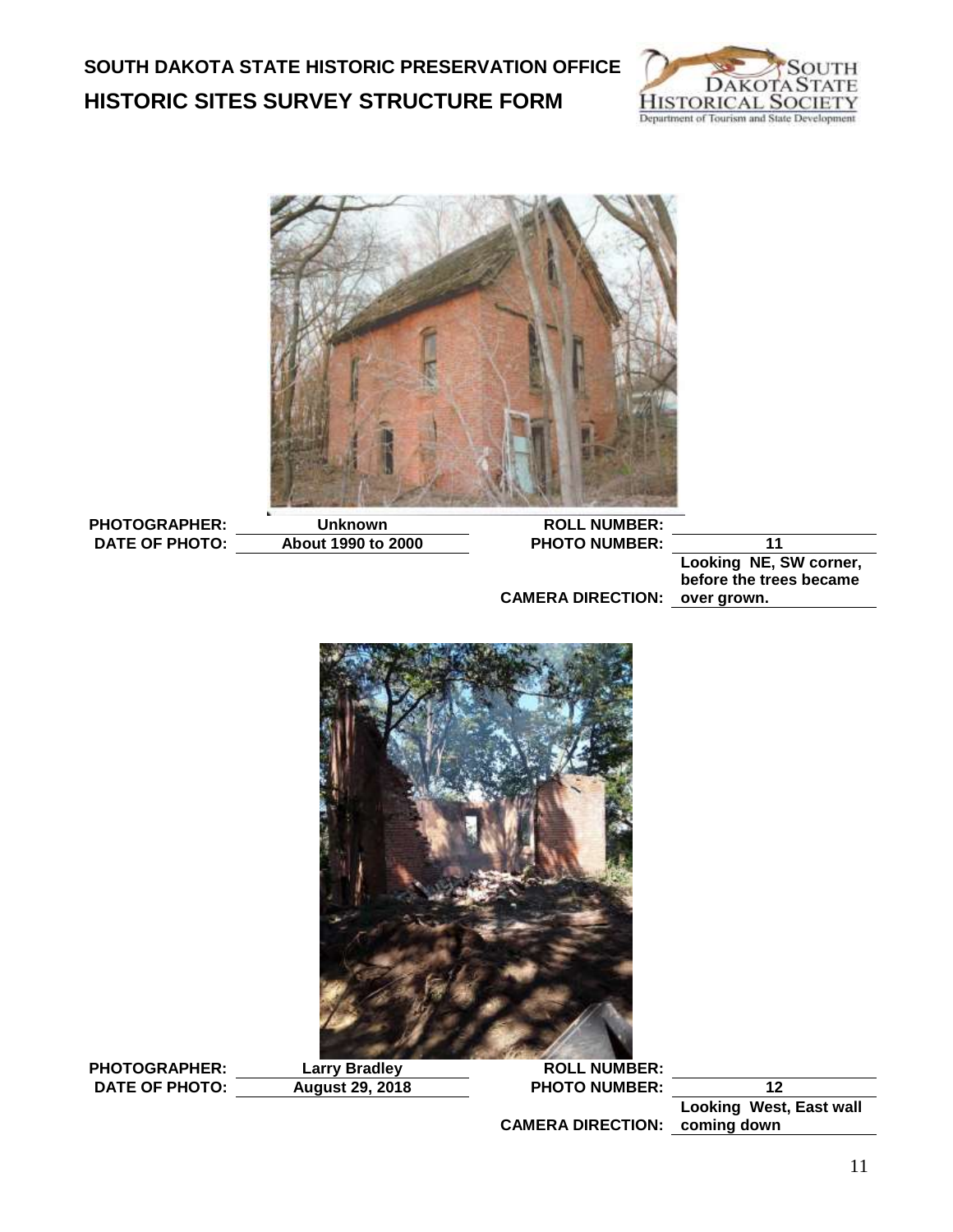# SOUTH DAKOTA STATE HISTORIC PRESERVATION OFFICE
## HISTORIC SITES SURVEY STRUCTURE FORM

| PHOTOGRAPHER: | Unknown | ROLL NUMBER: | |
|---|---|---|---|
| DATE OF PHOTO: | About 1990 to 2000 | PHOTO NUMBER: | 11 |
| | | CAMERA DIRECTION: | Looking NE, SW corner, before the trees became over grown. |

| PHOTOGRAPHER: | Larry Bradley | ROLL NUMBER: | |
|---|---|---|---|
| DATE OF PHOTO: | August 29, 2018 | PHOTO NUMBER: | 12 |
| | | CAMERA DIRECTION: | Looking West, East wall coming down |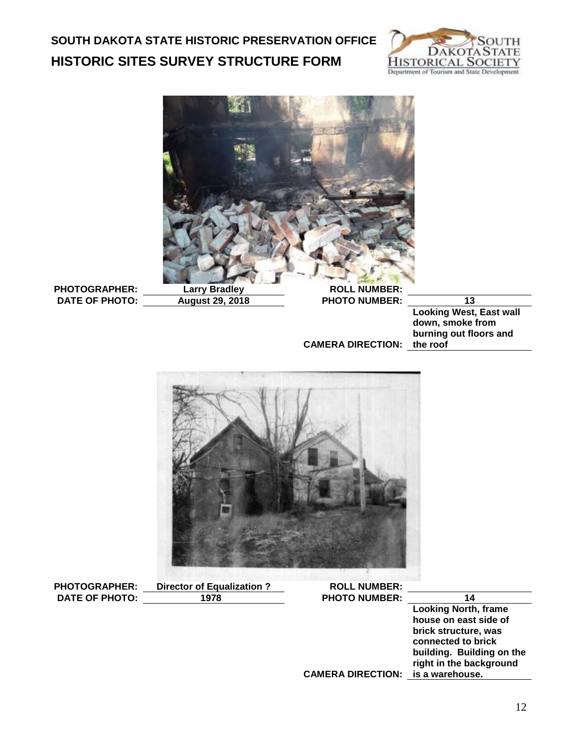**SOUTH DAKOTA STATE HISTORIC PRESERVATION OFFICE**
**HISTORIC SITES SURVEY STRUCTURE FORM**

| | | | |
|---|---|---|---|
| **PHOTOGRAPHER:** | **Larry Bradley** | **ROLL NUMBER:** | |
| **DATE OF PHOTO:** | **August 29, 2018** | **PHOTO NUMBER:** | **13** |
| | | **CAMERA DIRECTION:** | **Looking West, East wall down, smoke from burning out floors and the roof** |

| | | | |
|---|---|---|---|
| **PHOTOGRAPHER:** | **Director of Equalization ?** | **ROLL NUMBER:** | |
| **DATE OF PHOTO:** | **1978** | **PHOTO NUMBER:** | **14** |
| | | **CAMERA DIRECTION:** | **Looking North, frame house on east side of brick structure, was connected to brick building. Building on the right in the background is a warehouse.** |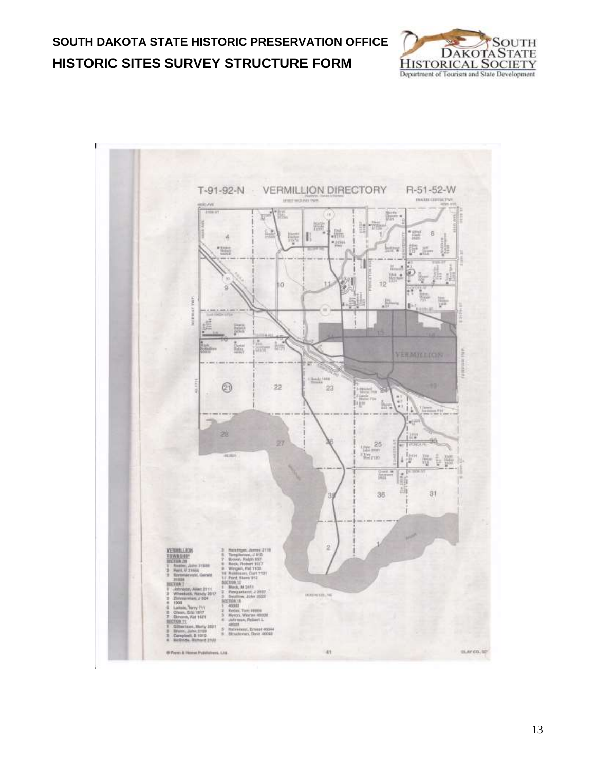T-91-92-N VERMILLION DIRECTORY R-51-52-W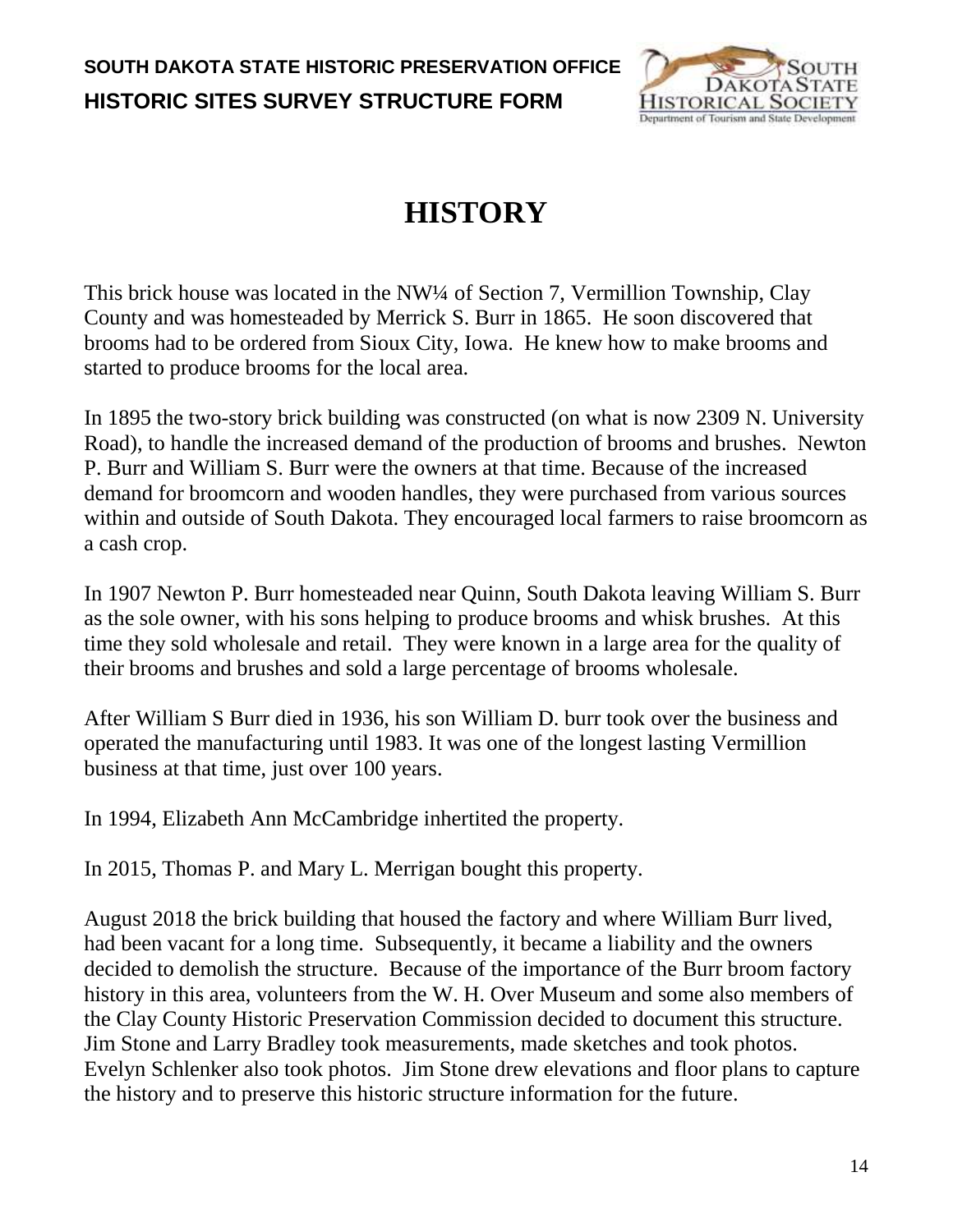**SOUTH DAKOTA STATE HISTORIC PRESERVATION OFFICE**
**HISTORIC SITES SURVEY STRUCTURE FORM**

# HISTORY

This brick house was located in the NW¼ of Section 7, Vermillion Township, Clay County and was homesteaded by Merrick S. Burr in 1865. He soon discovered that brooms had to be ordered from Sioux City, Iowa. He knew how to make brooms and started to produce brooms for the local area.

In 1895 the two-story brick building was constructed (on what is now 2309 N. University Road), to handle the increased demand of the production of brooms and brushes. Newton P. Burr and William S. Burr were the owners at that time. Because of the increased demand for broomcorn and wooden handles, they were purchased from various sources within and outside of South Dakota. They encouraged local farmers to raise broomcorn as a cash crop.

In 1907 Newton P. Burr homesteaded near Quinn, South Dakota leaving William S. Burr as the sole owner, with his sons helping to produce brooms and whisk brushes. At this time they sold wholesale and retail. They were known in a large area for the quality of their brooms and brushes and sold a large percentage of brooms wholesale.

After William S Burr died in 1936, his son William D. burr took over the business and operated the manufacturing until 1983. It was one of the longest lasting Vermillion business at that time, just over 100 years.

In 1994, Elizabeth Ann McCambridge inhertited the property.

In 2015, Thomas P. and Mary L. Merrigan bought this property.

August 2018 the brick building that housed the factory and where William Burr lived, had been vacant for a long time. Subsequently, it became a liability and the owners decided to demolish the structure. Because of the importance of the Burr broom factory history in this area, volunteers from the W. H. Over Museum and some also members of the Clay County Historic Preservation Commission decided to document this structure. Jim Stone and Larry Bradley took measurements, made sketches and took photos. Evelyn Schlenker also took photos. Jim Stone drew elevations and floor plans to capture the history and to preserve this historic structure information for the future.